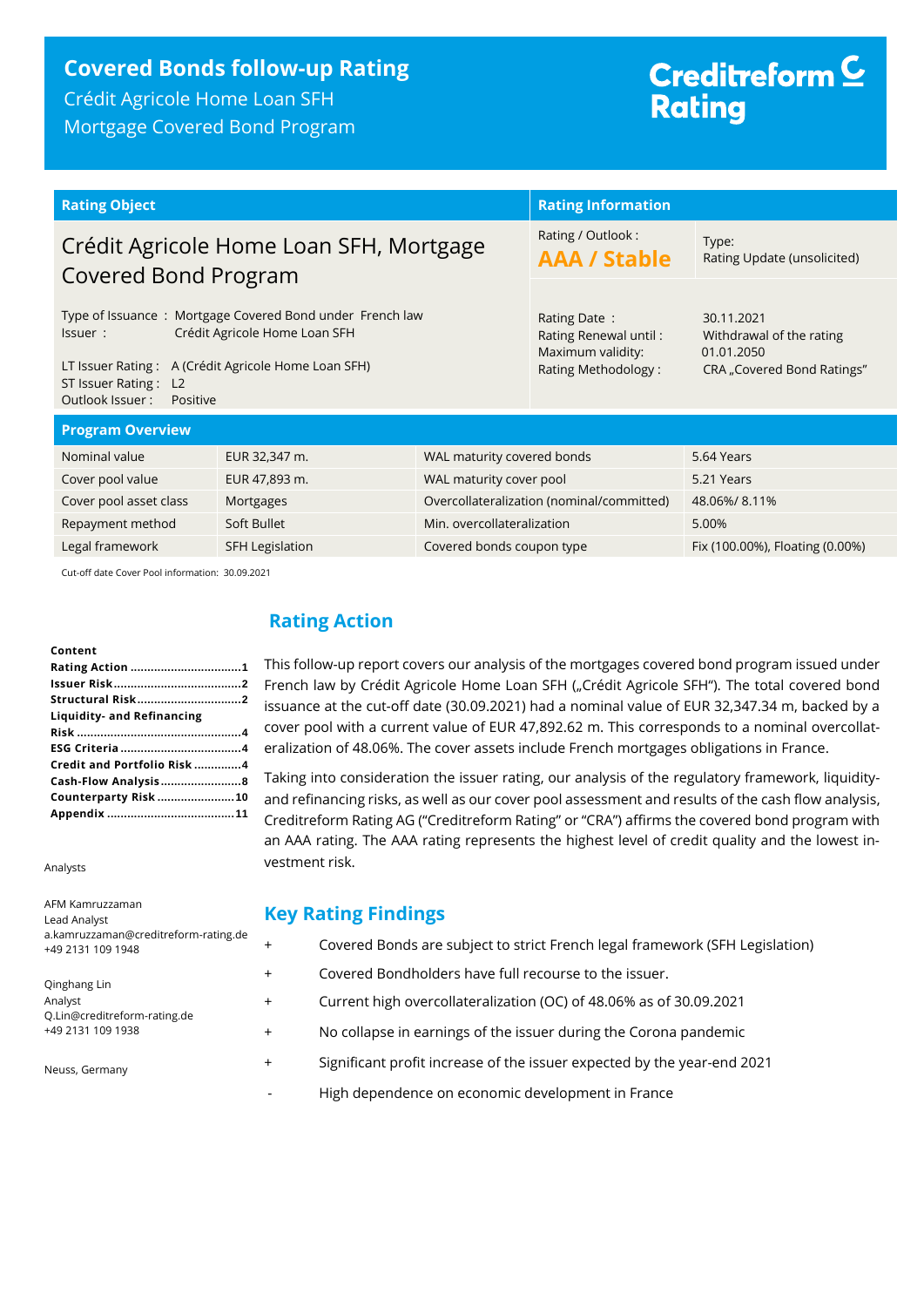# Covered Bonds follow-up Rating

Crédit Agricole Home Loan SFH

Mortgage Covered Bond Program

Creditreform Rating

| Rating Object | | Rating Information | |
|---|---|---|---|
| **Crédit Agricole Home Loan SFH, Mortgage Covered Bond Program** | | Rating / Outlook : **AAA / Stable** | Type: Rating Update (unsolicited) |
| Type of Issuance : | Mortgage Covered Bond under French law | Rating Date : | 30.11.2021 |
| Issuer : | Crédit Agricole Home Loan SFH | Rating Renewal until : | Withdrawal of the rating |
| LT Issuer Rating : | A (Crédit Agricole Home Loan SFH) | Maximum validity: | 01.01.2050 |
| ST Issuer Rating : | L2 | Rating Methodology : | CRA „Covered Bond Ratings" |
| Outlook Issuer : | Positive | | |

## Program Overview

| | | | |
|---|---|---|---|
| Nominal value | EUR 32,347 m. | WAL maturity covered bonds | 5.64 Years |
| Cover pool value | EUR 47,893 m. | WAL maturity cover pool | 5.21 Years |
| Cover pool asset class | Mortgages | Overcollateralization (nominal/committed) | 48.06%/ 8.11% |
| Repayment method | Soft Bullet | Min. overcollateralization | 5.00% |
| Legal framework | SFH Legislation | Covered bonds coupon type | Fix (100.00%), Floating (0.00%) |

Cut-off date Cover Pool information: 30.09.2021

**Content**

- Rating Action ....1
- Issuer Risk ....2
- Structural Risk ....2
- Liquidity- and Refinancing Risk ....4
- ESG Criteria ....4
- Credit and Portfolio Risk ....4
- Cash-Flow Analysis ....8
- Counterparty Risk ....10
- Appendix ....11

Analysts

AFM Kamruzzaman
Lead Analyst
a.kamruzzaman@creditreform-rating.de
+49 2131 109 1948

Qinghang Lin
Analyst
Q.Lin@creditreform-rating.de
+49 2131 109 1938

Neuss, Germany

## Rating Action

This follow-up report covers our analysis of the mortgages covered bond program issued under French law by Crédit Agricole Home Loan SFH („Crédit Agricole SFH"). The total covered bond issuance at the cut-off date (30.09.2021) had a nominal value of EUR 32,347.34 m, backed by a cover pool with a current value of EUR 47,892.62 m. This corresponds to a nominal overcollateralization of 48.06%. The cover assets include French mortgages obligations in France.

Taking into consideration the issuer rating, our analysis of the regulatory framework, liquidity- and refinancing risks, as well as our cover pool assessment and results of the cash flow analysis, Creditreform Rating AG ("Creditreform Rating" or "CRA") affirms the covered bond program with an AAA rating. The AAA rating represents the highest level of credit quality and the lowest investment risk.

## Key Rating Findings

- \+ Covered Bonds are subject to strict French legal framework (SFH Legislation)
- \+ Covered Bondholders have full recourse to the issuer.
- \+ Current high overcollateralization (OC) of 48.06% as of 30.09.2021
- \+ No collapse in earnings of the issuer during the Corona pandemic
- \+ Significant profit increase of the issuer expected by the year-end 2021
- \- High dependence on economic development in France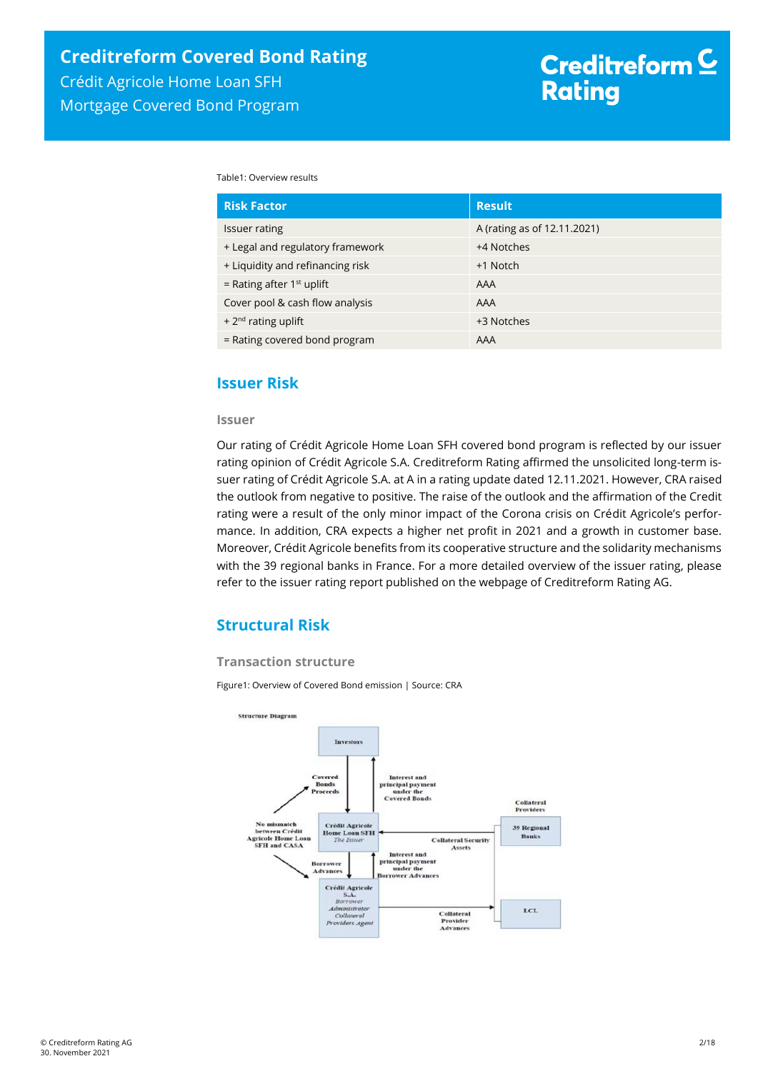Table1: Overview results

| Risk Factor | Result |
|---|---|
| Issuer rating | A (rating as of 12.11.2021) |
| + Legal and regulatory framework | +4 Notches |
| + Liquidity and refinancing risk | +1 Notch |
| = Rating after 1st uplift | AAA |
| Cover pool & cash flow analysis | AAA |
| + 2nd rating uplift | +3 Notches |
| = Rating covered bond program | AAA |

## Issuer Risk

### Issuer

Our rating of Crédit Agricole Home Loan SFH covered bond program is reflected by our issuer rating opinion of Crédit Agricole S.A. Creditreform Rating affirmed the unsolicited long-term issuer rating of Crédit Agricole S.A. at A in a rating update dated 12.11.2021. However, CRA raised the outlook from negative to positive. The raise of the outlook and the affirmation of the Credit rating were a result of the only minor impact of the Corona crisis on Crédit Agricole's performance. In addition, CRA expects a higher net profit in 2021 and a growth in customer base. Moreover, Crédit Agricole benefits from its cooperative structure and the solidarity mechanisms with the 39 regional banks in France. For a more detailed overview of the issuer rating, please refer to the issuer rating report published on the webpage of Creditreform Rating AG.

## Structural Risk

### Transaction structure

Figure1: Overview of Covered Bond emission | Source: CRA

Structure Diagram

Investors

Covered Bonds Proceeds

Interest and principal payment under the Covered Bonds

No mismatch between Crédit Agricole Home Loan SFH and CASA

Crédit Agricole Home Loan SFH
The Issuer

Collateral Providers

39 Regional Banks

Collateral Security Assets

Borrower Advances

Interest and principal payment under the Borrower Advances

Crédit Agricole S.A.
Borrower
Administrator
Collateral
Providers Agent

Collateral Provider Advances

LCL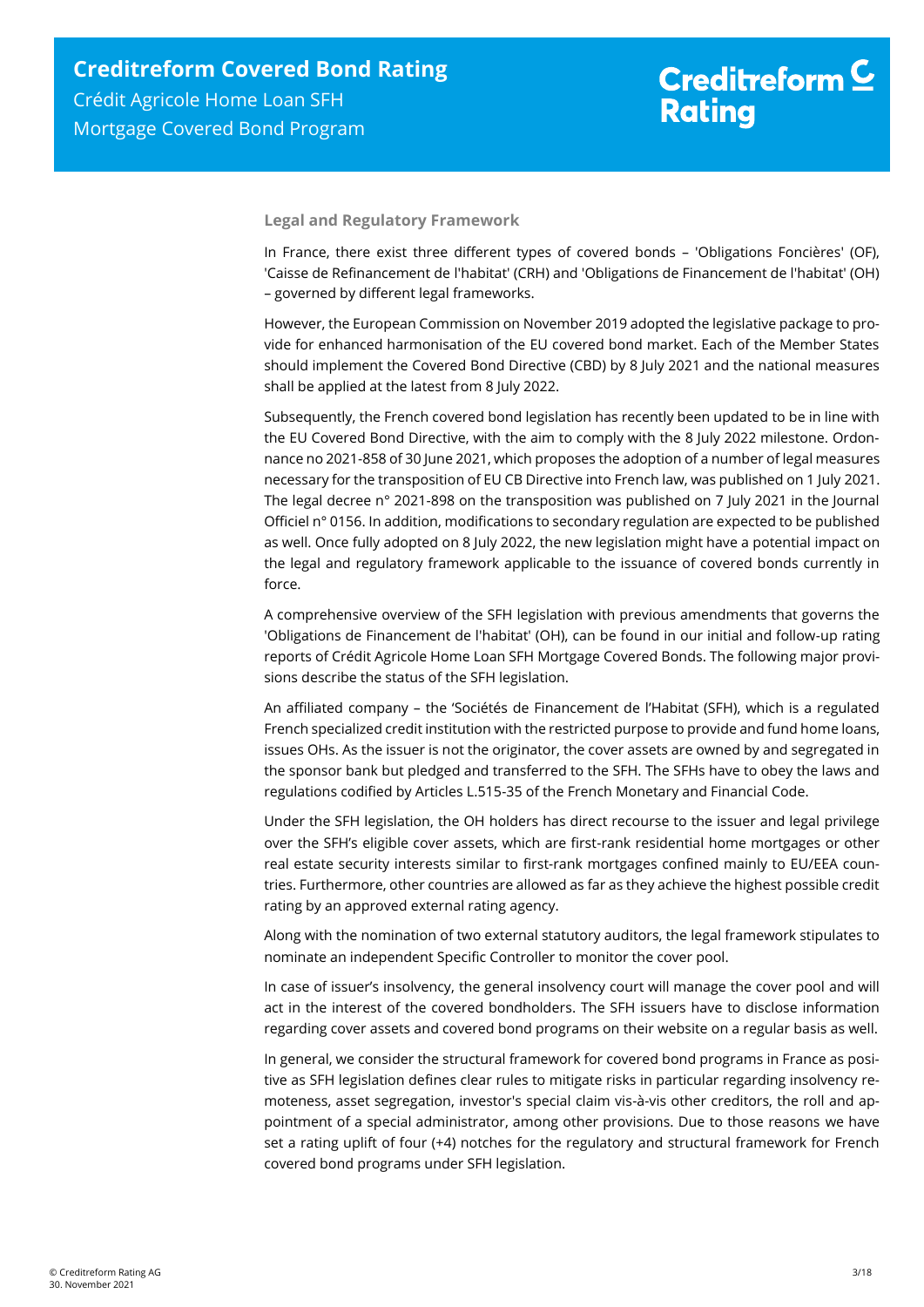## Legal and Regulatory Framework

In France, there exist three different types of covered bonds – 'Obligations Foncières' (OF), 'Caisse de Refinancement de l'habitat' (CRH) and 'Obligations de Financement de l'habitat' (OH) – governed by different legal frameworks.

However, the European Commission on November 2019 adopted the legislative package to provide for enhanced harmonisation of the EU covered bond market. Each of the Member States should implement the Covered Bond Directive (CBD) by 8 July 2021 and the national measures shall be applied at the latest from 8 July 2022.

Subsequently, the French covered bond legislation has recently been updated to be in line with the EU Covered Bond Directive, with the aim to comply with the 8 July 2022 milestone. Ordonnance no 2021-858 of 30 June 2021, which proposes the adoption of a number of legal measures necessary for the transposition of EU CB Directive into French law, was published on 1 July 2021. The legal decree n° 2021-898 on the transposition was published on 7 July 2021 in the Journal Officiel n° 0156. In addition, modifications to secondary regulation are expected to be published as well. Once fully adopted on 8 July 2022, the new legislation might have a potential impact on the legal and regulatory framework applicable to the issuance of covered bonds currently in force.

A comprehensive overview of the SFH legislation with previous amendments that governs the 'Obligations de Financement de l'habitat' (OH), can be found in our initial and follow-up rating reports of Crédit Agricole Home Loan SFH Mortgage Covered Bonds. The following major provisions describe the status of the SFH legislation.

An affiliated company – the 'Sociétés de Financement de l'Habitat (SFH), which is a regulated French specialized credit institution with the restricted purpose to provide and fund home loans, issues OHs. As the issuer is not the originator, the cover assets are owned by and segregated in the sponsor bank but pledged and transferred to the SFH. The SFHs have to obey the laws and regulations codified by Articles L.515-35 of the French Monetary and Financial Code.

Under the SFH legislation, the OH holders has direct recourse to the issuer and legal privilege over the SFH's eligible cover assets, which are first-rank residential home mortgages or other real estate security interests similar to first-rank mortgages confined mainly to EU/EEA countries. Furthermore, other countries are allowed as far as they achieve the highest possible credit rating by an approved external rating agency.

Along with the nomination of two external statutory auditors, the legal framework stipulates to nominate an independent Specific Controller to monitor the cover pool.

In case of issuer's insolvency, the general insolvency court will manage the cover pool and will act in the interest of the covered bondholders. The SFH issuers have to disclose information regarding cover assets and covered bond programs on their website on a regular basis as well.

In general, we consider the structural framework for covered bond programs in France as positive as SFH legislation defines clear rules to mitigate risks in particular regarding insolvency remoteness, asset segregation, investor's special claim vis-à-vis other creditors, the roll and appointment of a special administrator, among other provisions. Due to those reasons we have set a rating uplift of four (+4) notches for the regulatory and structural framework for French covered bond programs under SFH legislation.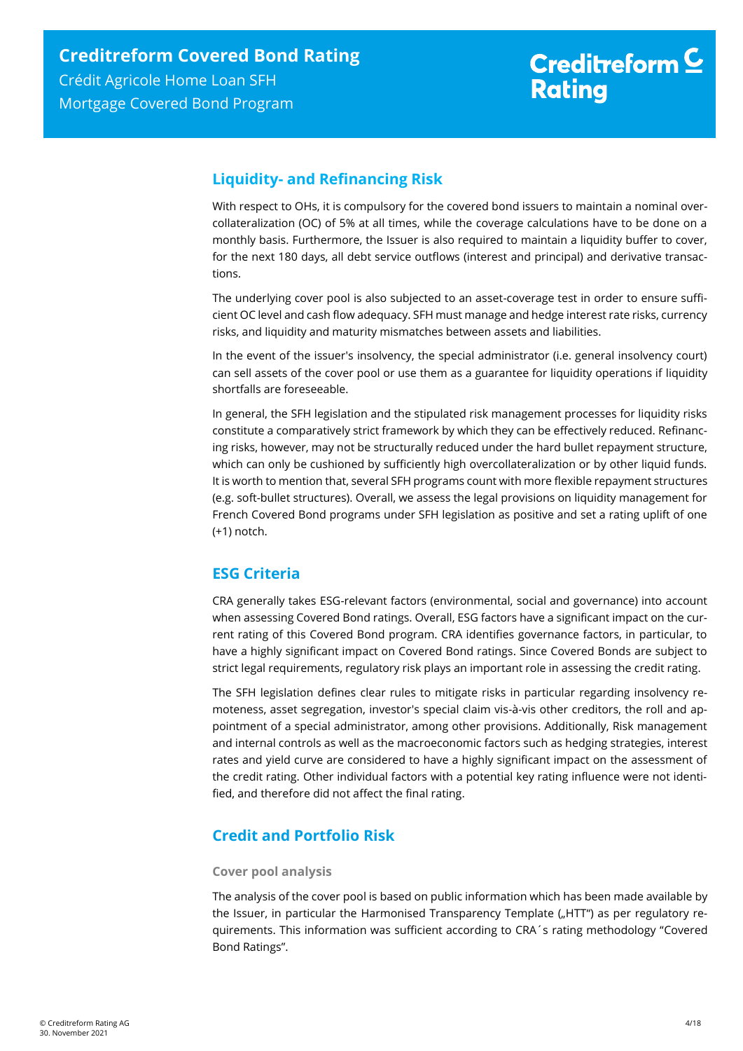## Liquidity- and Refinancing Risk

With respect to OHs, it is compulsory for the covered bond issuers to maintain a nominal over-collateralization (OC) of 5% at all times, while the coverage calculations have to be done on a monthly basis. Furthermore, the Issuer is also required to maintain a liquidity buffer to cover, for the next 180 days, all debt service outflows (interest and principal) and derivative transactions.

The underlying cover pool is also subjected to an asset-coverage test in order to ensure sufficient OC level and cash flow adequacy. SFH must manage and hedge interest rate risks, currency risks, and liquidity and maturity mismatches between assets and liabilities.

In the event of the issuer's insolvency, the special administrator (i.e. general insolvency court) can sell assets of the cover pool or use them as a guarantee for liquidity operations if liquidity shortfalls are foreseeable.

In general, the SFH legislation and the stipulated risk management processes for liquidity risks constitute a comparatively strict framework by which they can be effectively reduced. Refinancing risks, however, may not be structurally reduced under the hard bullet repayment structure, which can only be cushioned by sufficiently high overcollateralization or by other liquid funds. It is worth to mention that, several SFH programs count with more flexible repayment structures (e.g. soft-bullet structures). Overall, we assess the legal provisions on liquidity management for French Covered Bond programs under SFH legislation as positive and set a rating uplift of one (+1) notch.

## ESG Criteria

CRA generally takes ESG-relevant factors (environmental, social and governance) into account when assessing Covered Bond ratings. Overall, ESG factors have a significant impact on the current rating of this Covered Bond program. CRA identifies governance factors, in particular, to have a highly significant impact on Covered Bond ratings. Since Covered Bonds are subject to strict legal requirements, regulatory risk plays an important role in assessing the credit rating.

The SFH legislation defines clear rules to mitigate risks in particular regarding insolvency remoteness, asset segregation, investor's special claim vis-à-vis other creditors, the roll and appointment of a special administrator, among other provisions. Additionally, Risk management and internal controls as well as the macroeconomic factors such as hedging strategies, interest rates and yield curve are considered to have a highly significant impact on the assessment of the credit rating. Other individual factors with a potential key rating influence were not identified, and therefore did not affect the final rating.

## Credit and Portfolio Risk

### Cover pool analysis

The analysis of the cover pool is based on public information which has been made available by the Issuer, in particular the Harmonised Transparency Template („HTT") as per regulatory requirements. This information was sufficient according to CRA´s rating methodology "Covered Bond Ratings".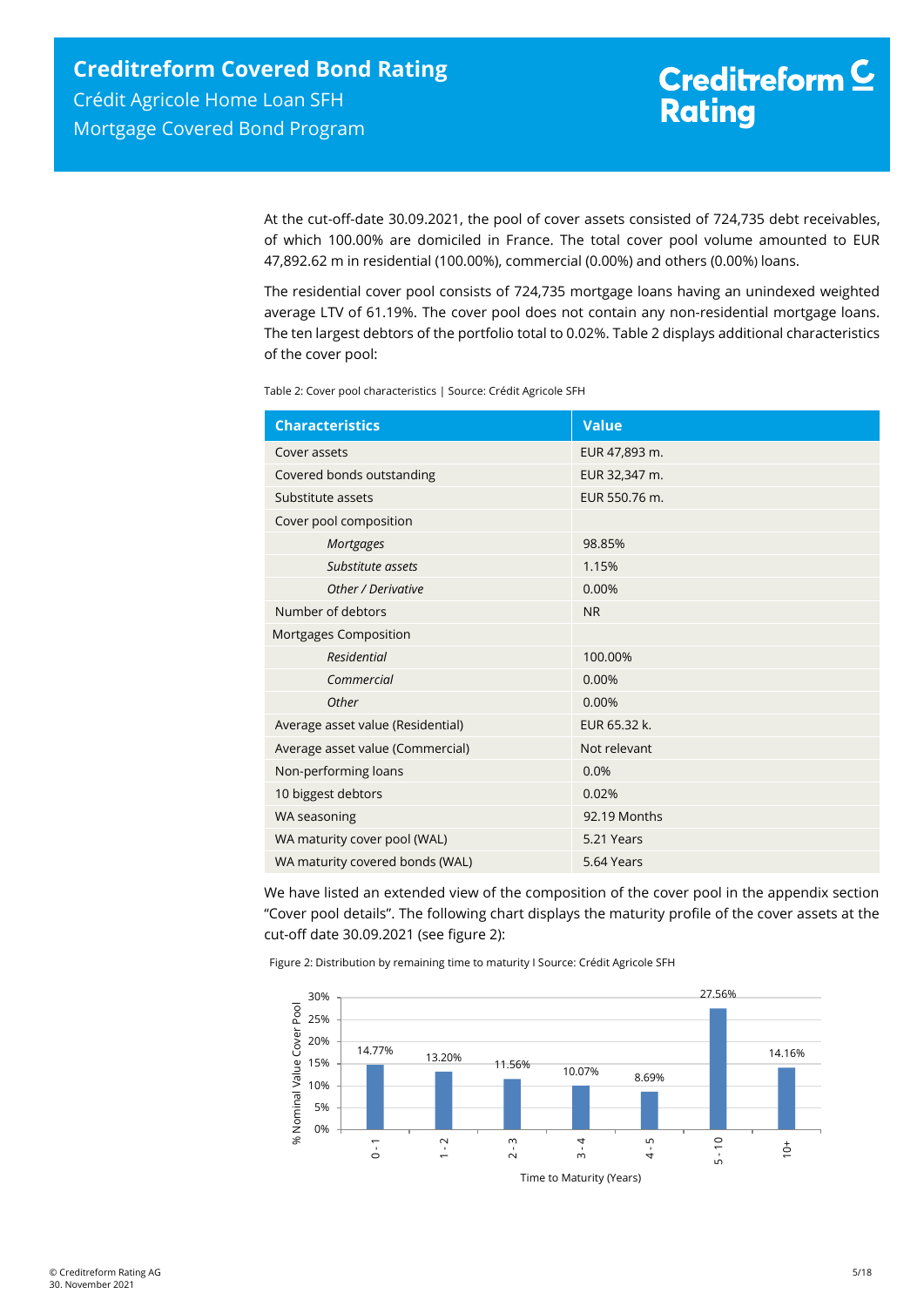At the cut-off-date 30.09.2021, the pool of cover assets consisted of 724,735 debt receivables, of which 100.00% are domiciled in France. The total cover pool volume amounted to EUR 47,892.62 m in residential (100.00%), commercial (0.00%) and others (0.00%) loans.

The residential cover pool consists of 724,735 mortgage loans having an unindexed weighted average LTV of 61.19%. The cover pool does not contain any non-residential mortgage loans. The ten largest debtors of the portfolio total to 0.02%. Table 2 displays additional characteristics of the cover pool:

Table 2: Cover pool characteristics | Source: Crédit Agricole SFH

| Characteristics | Value |
|---|---|
| Cover assets | EUR 47,893 m. |
| Covered bonds outstanding | EUR 32,347 m. |
| Substitute assets | EUR 550.76 m. |
| Cover pool composition | |
| *Mortgages* | 98.85% |
| *Substitute assets* | 1.15% |
| *Other / Derivative* | 0.00% |
| Number of debtors | NR |
| Mortgages Composition | |
| *Residential* | 100.00% |
| *Commercial* | 0.00% |
| *Other* | 0.00% |
| Average asset value (Residential) | EUR 65.32 k. |
| Average asset value (Commercial) | Not relevant |
| Non-performing loans | 0.0% |
| 10 biggest debtors | 0.02% |
| WA seasoning | 92.19 Months |
| WA maturity cover pool (WAL) | 5.21 Years |
| WA maturity covered bonds (WAL) | 5.64 Years |

We have listed an extended view of the composition of the cover pool in the appendix section "Cover pool details". The following chart displays the maturity profile of the cover assets at the cut-off date 30.09.2021 (see figure 2):

Figure 2: Distribution by remaining time to maturity I Source: Crédit Agricole SFH

% Nominal Value Cover Pool
30%
25%
20%
15%
10%
5%
0%
14.77%
13.20%
11.56%
10.07%
8.69%
27.56%
14.16%
0 - 1
1 - 2
2 - 3
3 - 4
4 - 5
5 - 10
10+
Time to Maturity (Years)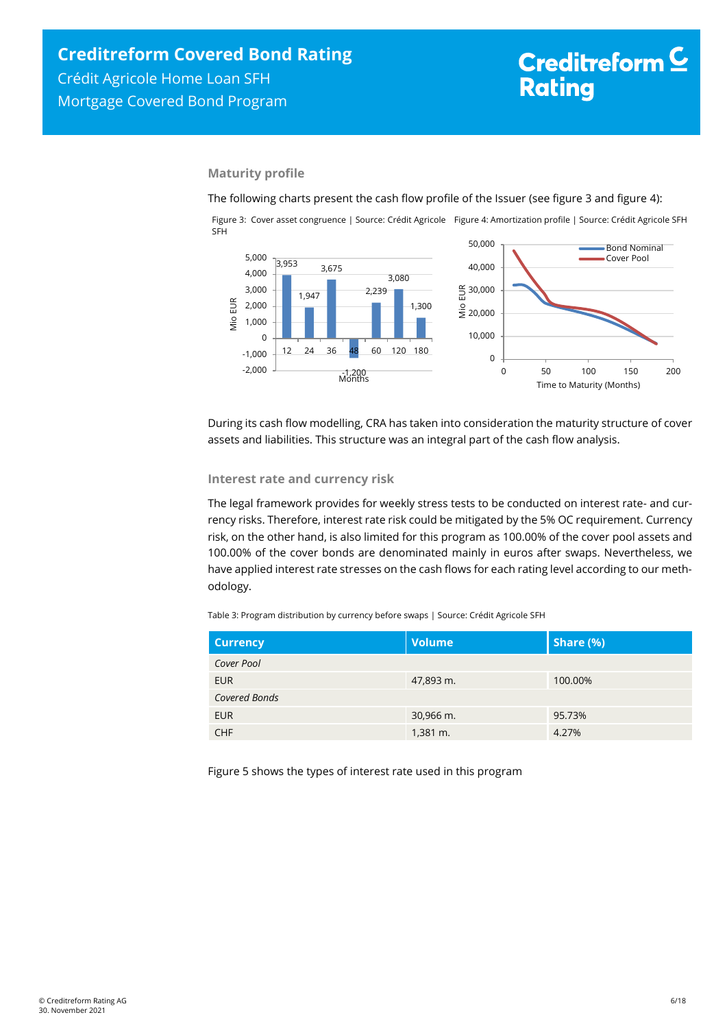### Maturity profile

The following charts present the cash flow profile of the Issuer (see figure 3 and figure 4):

Figure 3: Cover asset congruence | Source: Crédit Agricole SFH

5,000
4,000
3,000
2,000
1,000
0
-1,000
-2,000
Mio EUR
3,953
1,947
3,675
-1,200
2,239
3,080
1,300
12 24 36 48 60 120 180
Months

Figure 4: Amortization profile | Source: Crédit Agricole SFH

50,000
40,000
30,000
20,000
10,000
0
Mio EUR
0 50 100 150 200
Time to Maturity (Months)
Bond Nominal
Cover Pool

During its cash flow modelling, CRA has taken into consideration the maturity structure of cover assets and liabilities. This structure was an integral part of the cash flow analysis.

### Interest rate and currency risk

The legal framework provides for weekly stress tests to be conducted on interest rate- and currency risks. Therefore, interest rate risk could be mitigated by the 5% OC requirement. Currency risk, on the other hand, is also limited for this program as 100.00% of the cover pool assets and 100.00% of the cover bonds are denominated mainly in euros after swaps. Nevertheless, we have applied interest rate stresses on the cash flows for each rating level according to our methodology.

Table 3: Program distribution by currency before swaps | Source: Crédit Agricole SFH

| Currency | Volume | Share (%) |
|---|---|---|
| *Cover Pool* | | |
| EUR | 47,893 m. | 100.00% |
| *Covered Bonds* | | |
| EUR | 30,966 m. | 95.73% |
| CHF | 1,381 m. | 4.27% |

Figure 5 shows the types of interest rate used in this program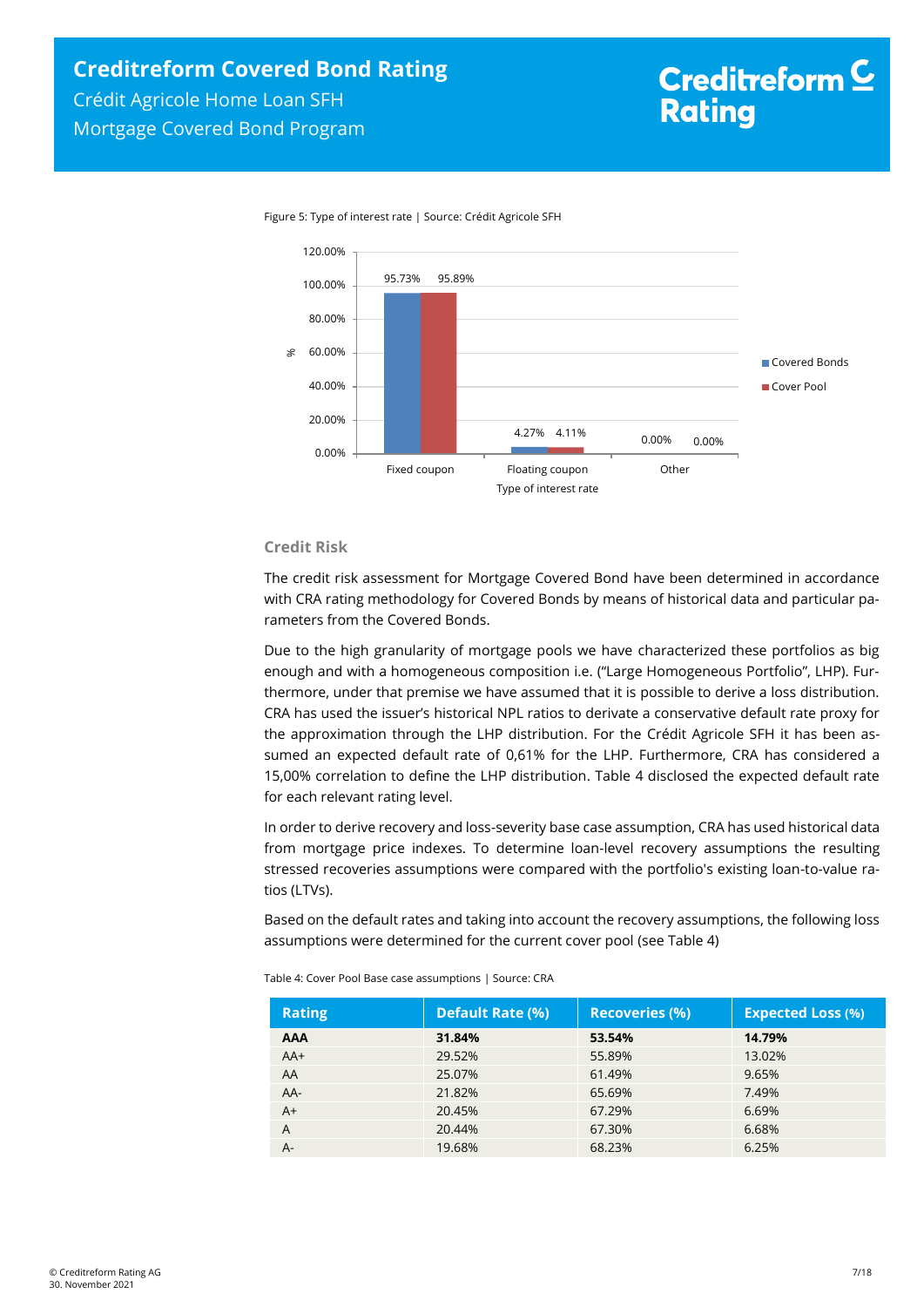Figure 5: Type of interest rate | Source: Crédit Agricole SFH

120.00%
100.00%
80.00%
60.00%
40.00%
20.00%
0.00%
%

95.73% 95.89%
4.27% 4.11%
0.00% 0.00%

Fixed coupon
Floating coupon
Other
Type of interest rate

Covered Bonds
Cover Pool

### Credit Risk

The credit risk assessment for Mortgage Covered Bond have been determined in accordance with CRA rating methodology for Covered Bonds by means of historical data and particular parameters from the Covered Bonds.

Due to the high granularity of mortgage pools we have characterized these portfolios as big enough and with a homogeneous composition i.e. ("Large Homogeneous Portfolio", LHP). Furthermore, under that premise we have assumed that it is possible to derive a loss distribution. CRA has used the issuer's historical NPL ratios to derivate a conservative default rate proxy for the approximation through the LHP distribution. For the Crédit Agricole SFH it has been assumed an expected default rate of 0,61% for the LHP. Furthermore, CRA has considered a 15,00% correlation to define the LHP distribution. Table 4 disclosed the expected default rate for each relevant rating level.

In order to derive recovery and loss-severity base case assumption, CRA has used historical data from mortgage price indexes. To determine loan-level recovery assumptions the resulting stressed recoveries assumptions were compared with the portfolio's existing loan-to-value ratios (LTVs).

Based on the default rates and taking into account the recovery assumptions, the following loss assumptions were determined for the current cover pool (see Table 4)

Table 4: Cover Pool Base case assumptions | Source: CRA

| Rating | Default Rate (%) | Recoveries (%) | Expected Loss (%) |
|---|---|---|---|
| **AAA** | **31.84%** | **53.54%** | **14.79%** |
| AA+ | 29.52% | 55.89% | 13.02% |
| AA | 25.07% | 61.49% | 9.65% |
| AA- | 21.82% | 65.69% | 7.49% |
| A+ | 20.45% | 67.29% | 6.69% |
| A | 20.44% | 67.30% | 6.68% |
| A- | 19.68% | 68.23% | 6.25% |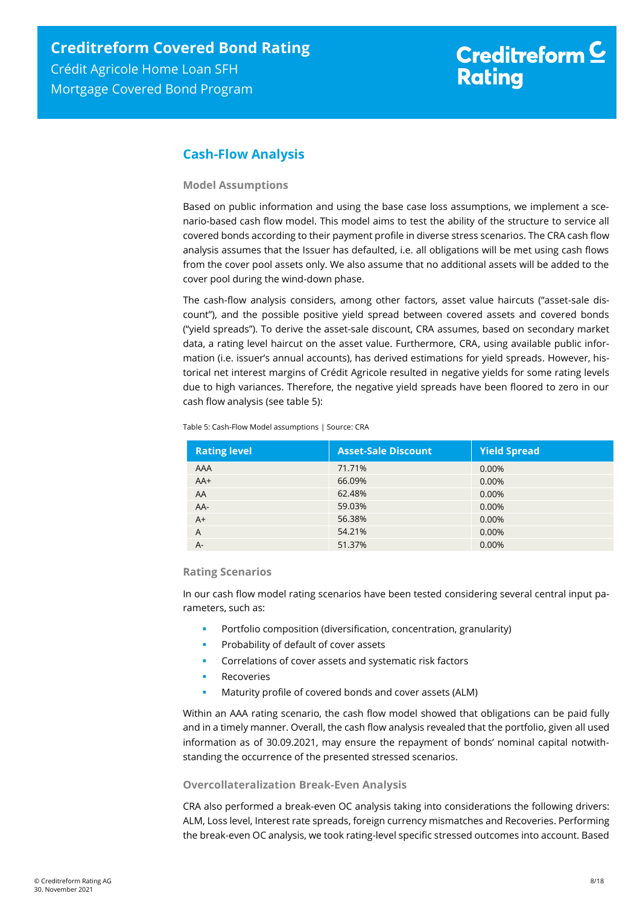## Cash-Flow Analysis

### Model Assumptions

Based on public information and using the base case loss assumptions, we implement a scenario-based cash flow model. This model aims to test the ability of the structure to service all covered bonds according to their payment profile in diverse stress scenarios. The CRA cash flow analysis assumes that the Issuer has defaulted, i.e. all obligations will be met using cash flows from the cover pool assets only. We also assume that no additional assets will be added to the cover pool during the wind-down phase.

The cash-flow analysis considers, among other factors, asset value haircuts ("asset-sale discount"), and the possible positive yield spread between covered assets and covered bonds ("yield spreads"). To derive the asset-sale discount, CRA assumes, based on secondary market data, a rating level haircut on the asset value. Furthermore, CRA, using available public information (i.e. issuer's annual accounts), has derived estimations for yield spreads. However, historical net interest margins of Crédit Agricole resulted in negative yields for some rating levels due to high variances. Therefore, the negative yield spreads have been floored to zero in our cash flow analysis (see table 5):

Table 5: Cash-Flow Model assumptions | Source: CRA

| Rating level | Asset-Sale Discount | Yield Spread |
|---|---|---|
| AAA | 71.71% | 0.00% |
| AA+ | 66.09% | 0.00% |
| AA | 62.48% | 0.00% |
| AA- | 59.03% | 0.00% |
| A+ | 56.38% | 0.00% |
| A | 54.21% | 0.00% |
| A- | 51.37% | 0.00% |

### Rating Scenarios

In our cash flow model rating scenarios have been tested considering several central input parameters, such as:

- Portfolio composition (diversification, concentration, granularity)
- Probability of default of cover assets
- Correlations of cover assets and systematic risk factors
- Recoveries
- Maturity profile of covered bonds and cover assets (ALM)

Within an AAA rating scenario, the cash flow model showed that obligations can be paid fully and in a timely manner. Overall, the cash flow analysis revealed that the portfolio, given all used information as of 30.09.2021, may ensure the repayment of bonds' nominal capital notwithstanding the occurrence of the presented stressed scenarios.

### Overcollateralization Break-Even Analysis

CRA also performed a break-even OC analysis taking into considerations the following drivers: ALM, Loss level, Interest rate spreads, foreign currency mismatches and Recoveries. Performing the break-even OC analysis, we took rating-level specific stressed outcomes into account. Based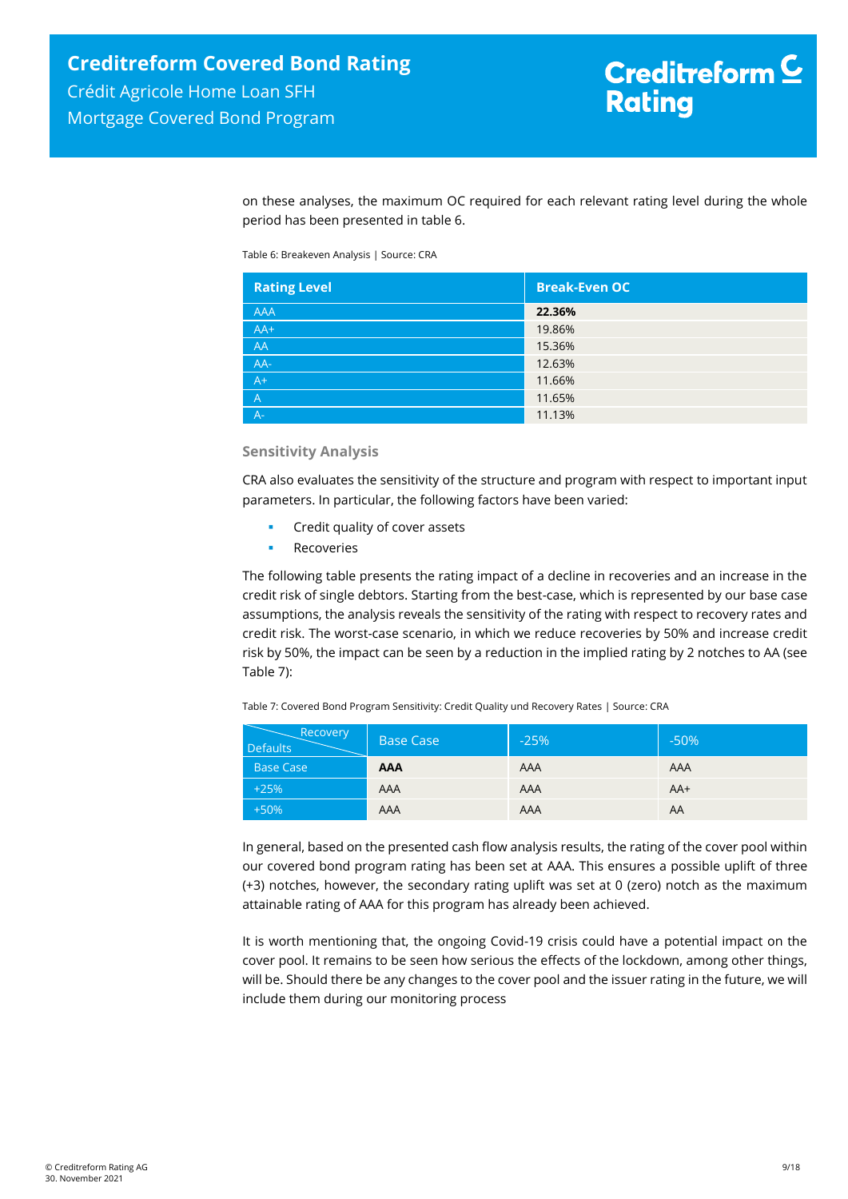on these analyses, the maximum OC required for each relevant rating level during the whole period has been presented in table 6.

Table 6: Breakeven Analysis | Source: CRA

| Rating Level | Break-Even OC |
|---|---|
| AAA | **22.36%** |
| AA+ | 19.86% |
| AA | 15.36% |
| AA- | 12.63% |
| A+ | 11.66% |
| A | 11.65% |
| A- | 11.13% |

### Sensitivity Analysis

CRA also evaluates the sensitivity of the structure and program with respect to important input parameters. In particular, the following factors have been varied:

- Credit quality of cover assets
- Recoveries

The following table presents the rating impact of a decline in recoveries and an increase in the credit risk of single debtors. Starting from the best-case, which is represented by our base case assumptions, the analysis reveals the sensitivity of the rating with respect to recovery rates and credit risk. The worst-case scenario, in which we reduce recoveries by 50% and increase credit risk by 50%, the impact can be seen by a reduction in the implied rating by 2 notches to AA (see Table 7):

Table 7: Covered Bond Program Sensitivity: Credit Quality und Recovery Rates | Source: CRA

| Defaults \ Recovery | Base Case | -25% | -50% |
|---|---|---|---|
| Base Case | **AAA** | AAA | AAA |
| +25% | AAA | AAA | AA+ |
| +50% | AAA | AAA | AA |

In general, based on the presented cash flow analysis results, the rating of the cover pool within our covered bond program rating has been set at AAA. This ensures a possible uplift of three (+3) notches, however, the secondary rating uplift was set at 0 (zero) notch as the maximum attainable rating of AAA for this program has already been achieved.

It is worth mentioning that, the ongoing Covid-19 crisis could have a potential impact on the cover pool. It remains to be seen how serious the effects of the lockdown, among other things, will be. Should there be any changes to the cover pool and the issuer rating in the future, we will include them during our monitoring process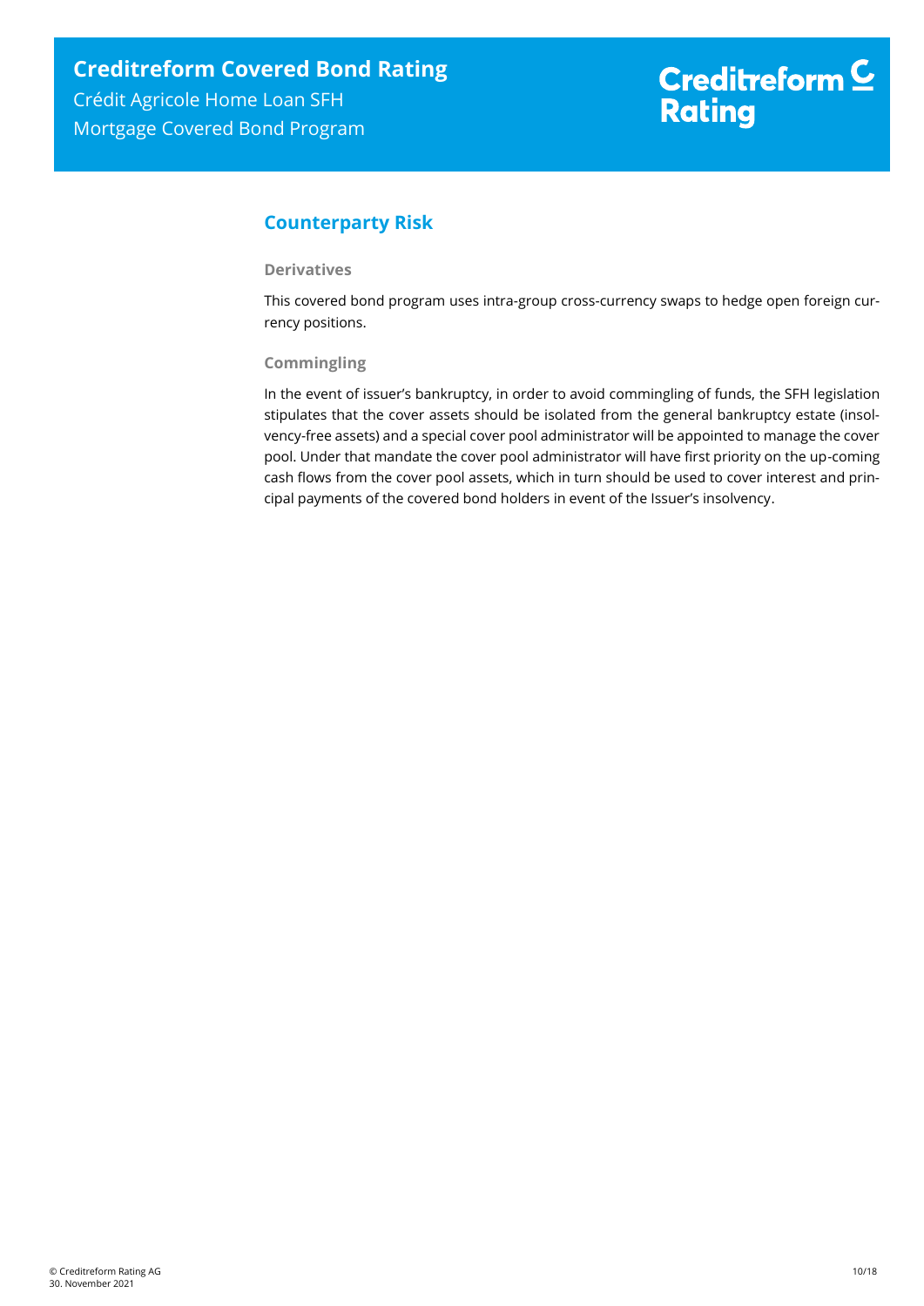## Counterparty Risk

### Derivatives

This covered bond program uses intra-group cross-currency swaps to hedge open foreign currency positions.

### Commingling

In the event of issuer's bankruptcy, in order to avoid commingling of funds, the SFH legislation stipulates that the cover assets should be isolated from the general bankruptcy estate (insolvency-free assets) and a special cover pool administrator will be appointed to manage the cover pool. Under that mandate the cover pool administrator will have first priority on the up-coming cash flows from the cover pool assets, which in turn should be used to cover interest and principal payments of the covered bond holders in event of the Issuer's insolvency.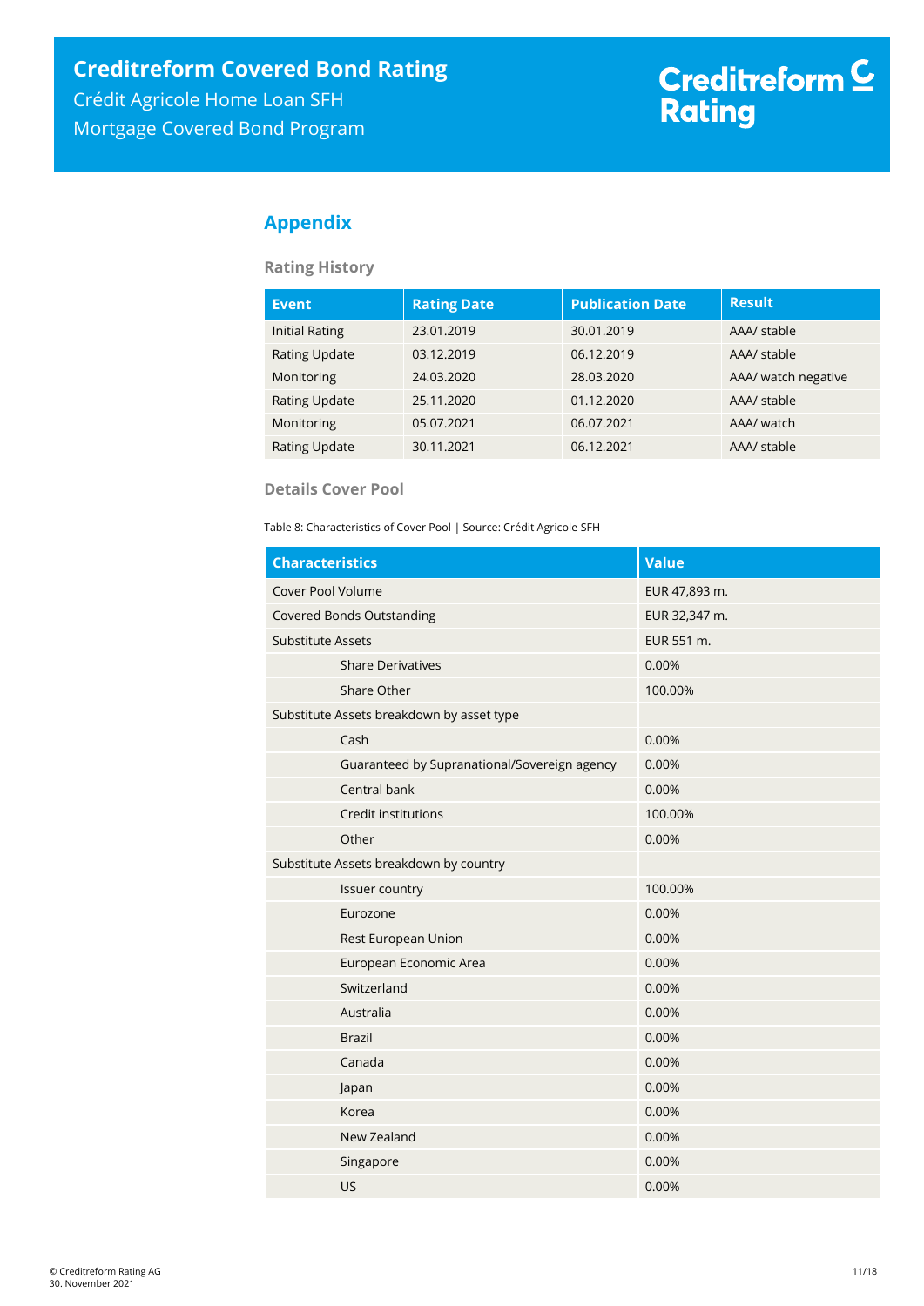## Appendix

### Rating History

| Event | Rating Date | Publication Date | Result |
|---|---|---|---|
| Initial Rating | 23.01.2019 | 30.01.2019 | AAA/ stable |
| Rating Update | 03.12.2019 | 06.12.2019 | AAA/ stable |
| Monitoring | 24.03.2020 | 28.03.2020 | AAA/ watch negative |
| Rating Update | 25.11.2020 | 01.12.2020 | AAA/ stable |
| Monitoring | 05.07.2021 | 06.07.2021 | AAA/ watch |
| Rating Update | 30.11.2021 | 06.12.2021 | AAA/ stable |

### Details Cover Pool

Table 8: Characteristics of Cover Pool | Source: Crédit Agricole SFH

| Characteristics | Value |
|---|---|
| Cover Pool Volume | EUR 47,893 m. |
| Covered Bonds Outstanding | EUR 32,347 m. |
| Substitute Assets | EUR 551 m. |
| Share Derivatives | 0.00% |
| Share Other | 100.00% |
| Substitute Assets breakdown by asset type | |
| Cash | 0.00% |
| Guaranteed by Supranational/Sovereign agency | 0.00% |
| Central bank | 0.00% |
| Credit institutions | 100.00% |
| Other | 0.00% |
| Substitute Assets breakdown by country | |
| Issuer country | 100.00% |
| Eurozone | 0.00% |
| Rest European Union | 0.00% |
| European Economic Area | 0.00% |
| Switzerland | 0.00% |
| Australia | 0.00% |
| Brazil | 0.00% |
| Canada | 0.00% |
| Japan | 0.00% |
| Korea | 0.00% |
| New Zealand | 0.00% |
| Singapore | 0.00% |
| US | 0.00% |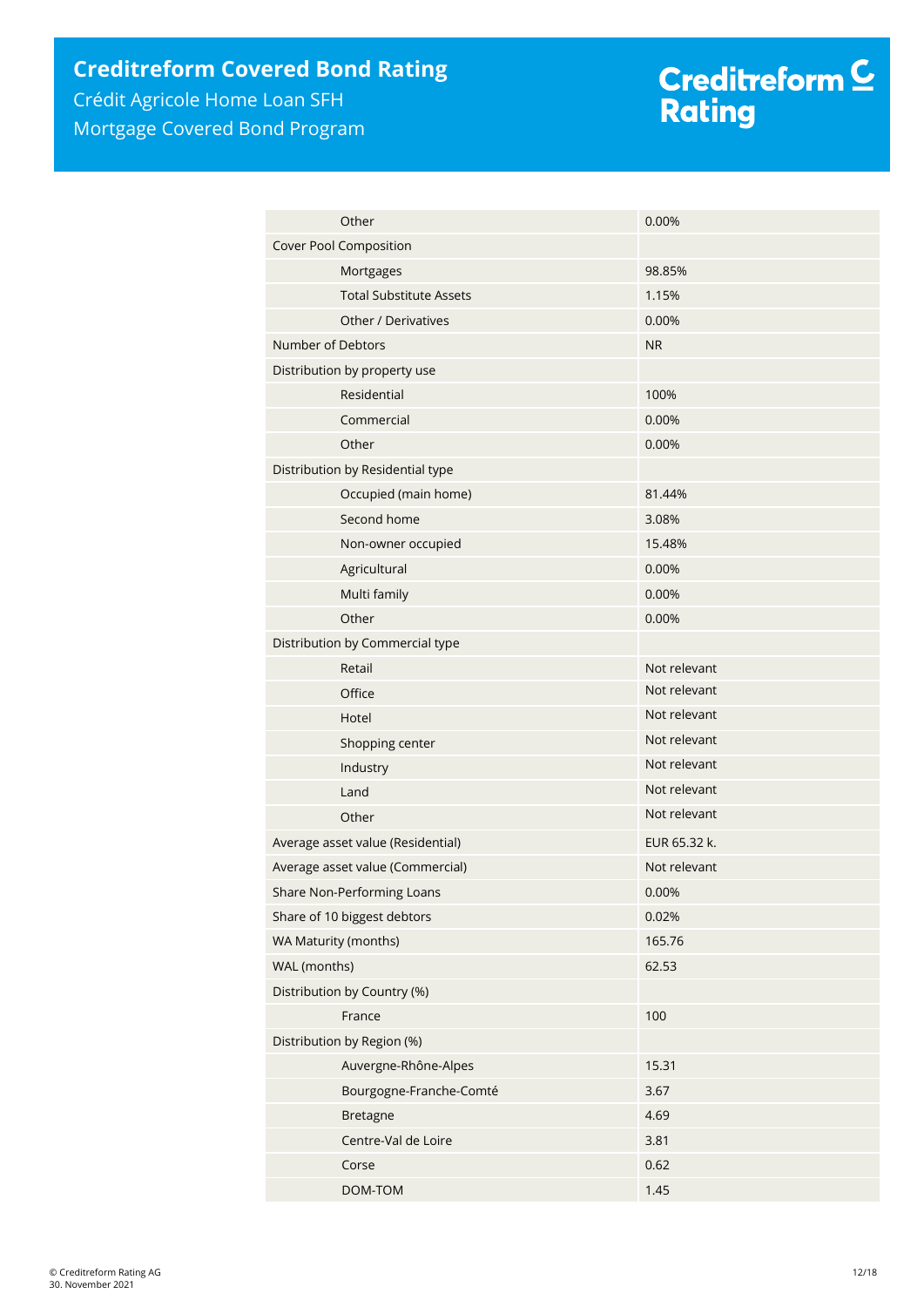| | |
|---|---|
| Other | 0.00% |
| Cover Pool Composition | |
| Mortgages | 98.85% |
| Total Substitute Assets | 1.15% |
| Other / Derivatives | 0.00% |
| Number of Debtors | NR |
| Distribution by property use | |
| Residential | 100% |
| Commercial | 0.00% |
| Other | 0.00% |
| Distribution by Residential type | |
| Occupied (main home) | 81.44% |
| Second home | 3.08% |
| Non-owner occupied | 15.48% |
| Agricultural | 0.00% |
| Multi family | 0.00% |
| Other | 0.00% |
| Distribution by Commercial type | |
| Retail | Not relevant |
| Office | Not relevant |
| Hotel | Not relevant |
| Shopping center | Not relevant |
| Industry | Not relevant |
| Land | Not relevant |
| Other | Not relevant |
| Average asset value (Residential) | EUR 65.32 k. |
| Average asset value (Commercial) | Not relevant |
| Share Non-Performing Loans | 0.00% |
| Share of 10 biggest debtors | 0.02% |
| WA Maturity (months) | 165.76 |
| WAL (months) | 62.53 |
| Distribution by Country (%) | |
| France | 100 |
| Distribution by Region (%) | |
| Auvergne-Rhône-Alpes | 15.31 |
| Bourgogne-Franche-Comté | 3.67 |
| Bretagne | 4.69 |
| Centre-Val de Loire | 3.81 |
| Corse | 0.62 |
| DOM-TOM | 1.45 |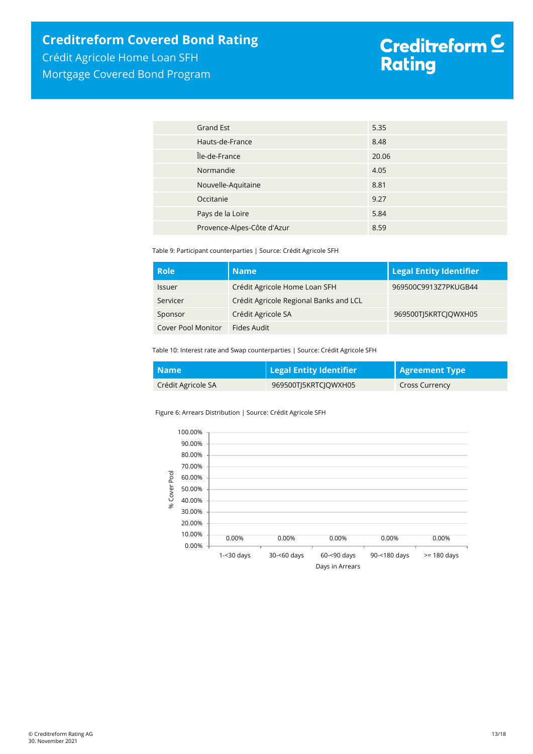| | |
|---|---|
| Grand Est | 5.35 |
| Hauts-de-France | 8.48 |
| Île-de-France | 20.06 |
| Normandie | 4.05 |
| Nouvelle-Aquitaine | 8.81 |
| Occitanie | 9.27 |
| Pays de la Loire | 5.84 |
| Provence-Alpes-Côte d'Azur | 8.59 |

Table 9: Participant counterparties | Source: Crédit Agricole SFH

| Role | Name | Legal Entity Identifier |
|---|---|---|
| Issuer | Crédit Agricole Home Loan SFH | 969500C9913Z7PKUGB44 |
| Servicer | Crédit Agricole Regional Banks and LCL | |
| Sponsor | Crédit Agricole SA | 969500TJ5KRTCJQWXH05 |
| Cover Pool Monitor | Fides Audit | |

Table 10: Interest rate and Swap counterparties | Source: Crédit Agricole SFH

| Name | Legal Entity Identifier | Agreement Type |
|---|---|---|
| Crédit Agricole SA | 969500TJ5KRTCJQWXH05 | Cross Currency |

Figure 6: Arrears Distribution | Source: Crédit Agricole SFH

% Cover Pool

100.00%
90.00%
80.00%
70.00%
60.00%
50.00%
40.00%
30.00%
20.00%
10.00%
0.00%

0.00% 0.00% 0.00% 0.00% 0.00%

1-<30 days
30-<60 days
60-<90 days
90-<180 days
>= 180 days

Days in Arrears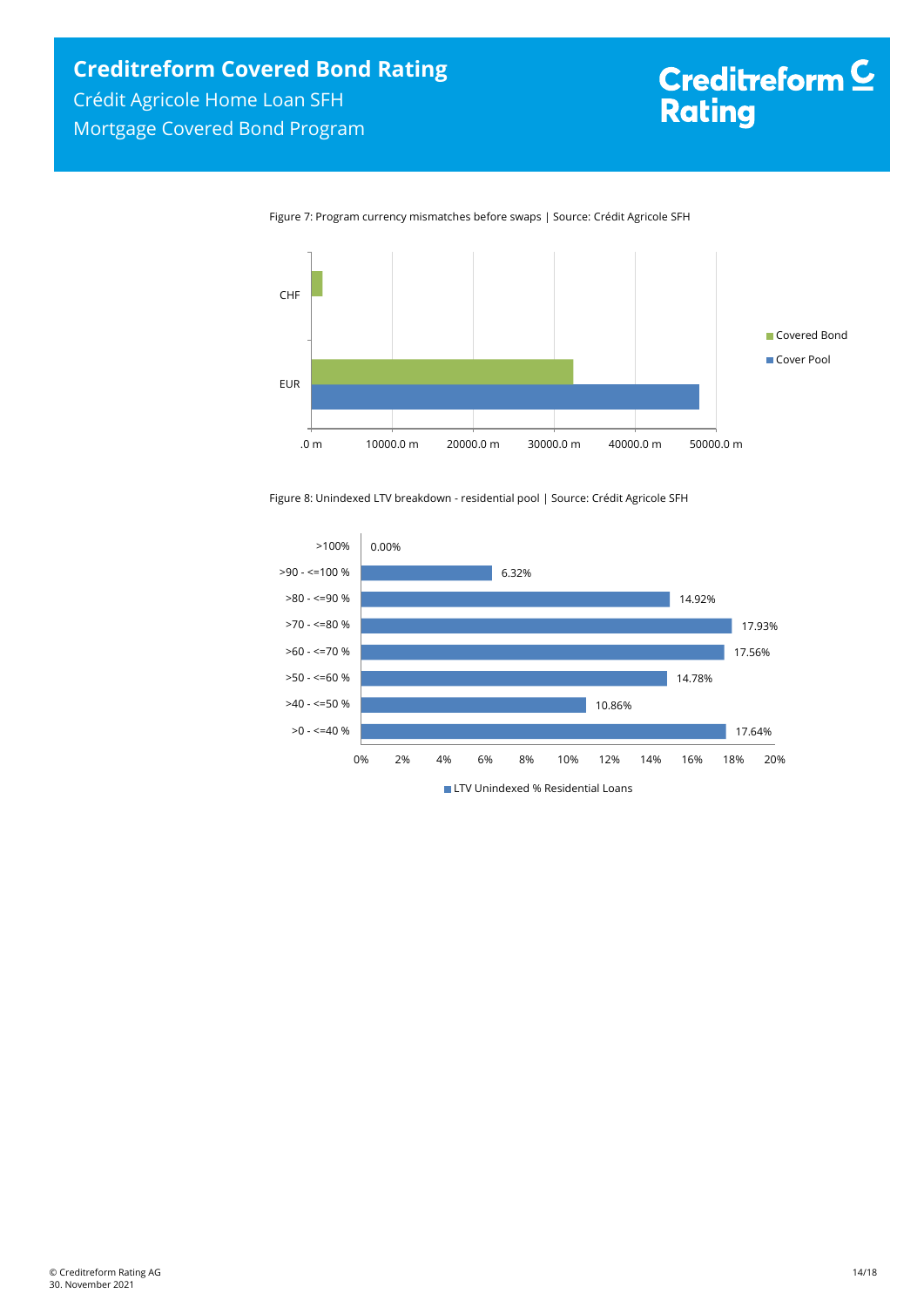Figure 7: Program currency mismatches before swaps | Source: Crédit Agricole SFH

CHF

EUR

.0 m
10000.0 m
20000.0 m
30000.0 m
40000.0 m
50000.0 m

Covered Bond
Cover Pool

Figure 8: Unindexed LTV breakdown - residential pool | Source: Crédit Agricole SFH

>100% 0.00%
>90 - <=100 % 6.32%
>80 - <=90 % 14.92%
>70 - <=80 % 17.93%
>60 - <=70 % 17.56%
>50 - <=60 % 14.78%
>40 - <=50 % 10.86%
>0 - <=40 % 17.64%

0%
2%
4%
6%
8%
10%
12%
14%
16%
18%
20%

LTV Unindexed % Residential Loans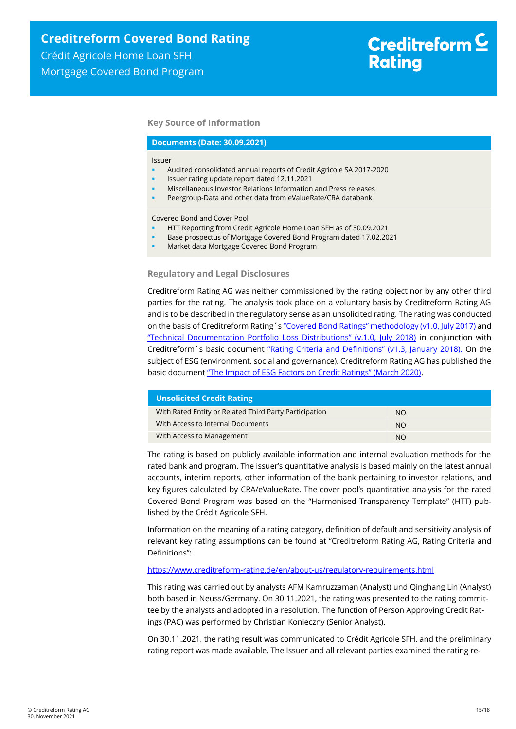## Key Source of Information

**Documents (Date: 30.09.2021)**

Issuer

- Audited consolidated annual reports of Credit Agricole SA 2017-2020
- Issuer rating update report dated 12.11.2021
- Miscellaneous Investor Relations Information and Press releases
- Peergroup-Data and other data from eValueRate/CRA databank

Covered Bond and Cover Pool

- HTT Reporting from Credit Agricole Home Loan SFH as of 30.09.2021
- Base prospectus of Mortgage Covered Bond Program dated 17.02.2021
- Market data Mortgage Covered Bond Program

## Regulatory and Legal Disclosures

Creditreform Rating AG was neither commissioned by the rating object nor by any other third parties for the rating. The analysis took place on a voluntary basis by Creditreform Rating AG and is to be described in the regulatory sense as an unsolicited rating. The rating was conducted on the basis of Creditreform Rating´s "Covered Bond Ratings" methodology (v1.0, July 2017) and "Technical Documentation Portfolio Loss Distributions" (v.1.0, July 2018) in conjunction with Creditreform`s basic document "Rating Criteria and Definitions" (v1.3, January 2018). On the subject of ESG (environment, social and governance), Creditreform Rating AG has published the basic document "The Impact of ESG Factors on Credit Ratings" (March 2020).

| Unsolicited Credit Rating | |
|---|---|
| With Rated Entity or Related Third Party Participation | NO |
| With Access to Internal Documents | NO |
| With Access to Management | NO |

The rating is based on publicly available information and internal evaluation methods for the rated bank and program. The issuer's quantitative analysis is based mainly on the latest annual accounts, interim reports, other information of the bank pertaining to investor relations, and key figures calculated by CRA/eValueRate. The cover pool's quantitative analysis for the rated Covered Bond Program was based on the "Harmonised Transparency Template" (HTT) published by the Crédit Agricole SFH.

Information on the meaning of a rating category, definition of default and sensitivity analysis of relevant key rating assumptions can be found at "Creditreform Rating AG, Rating Criteria and Definitions":

https://www.creditreform-rating.de/en/about-us/regulatory-requirements.html

This rating was carried out by analysts AFM Kamruzzaman (Analyst) und Qinghang Lin (Analyst) both based in Neuss/Germany. On 30.11.2021, the rating was presented to the rating committee by the analysts and adopted in a resolution. The function of Person Approving Credit Ratings (PAC) was performed by Christian Konieczny (Senior Analyst).

On 30.11.2021, the rating result was communicated to Crédit Agricole SFH, and the preliminary rating report was made available. The Issuer and all relevant parties examined the rating re-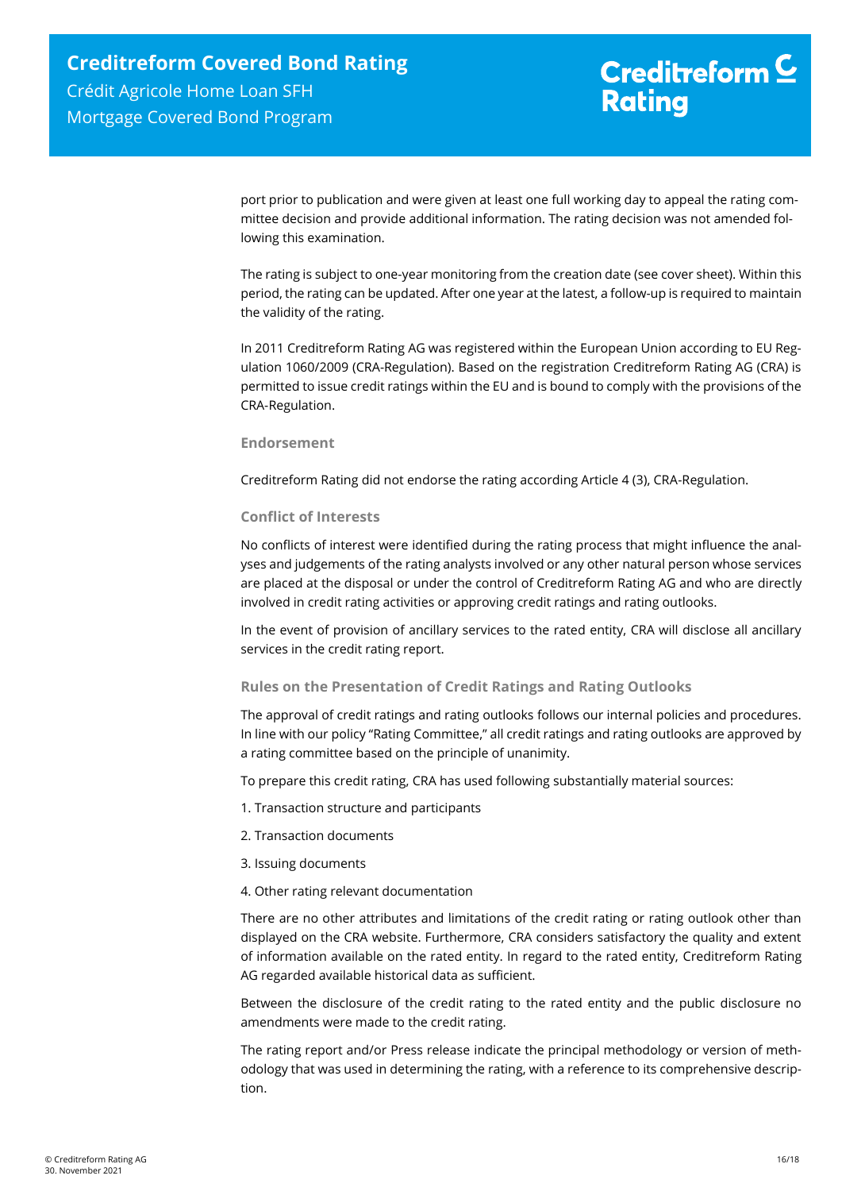port prior to publication and were given at least one full working day to appeal the rating committee decision and provide additional information. The rating decision was not amended following this examination.

The rating is subject to one-year monitoring from the creation date (see cover sheet). Within this period, the rating can be updated. After one year at the latest, a follow-up is required to maintain the validity of the rating.

In 2011 Creditreform Rating AG was registered within the European Union according to EU Regulation 1060/2009 (CRA-Regulation). Based on the registration Creditreform Rating AG (CRA) is permitted to issue credit ratings within the EU and is bound to comply with the provisions of the CRA-Regulation.

### Endorsement

Creditreform Rating did not endorse the rating according Article 4 (3), CRA-Regulation.

### Conflict of Interests

No conflicts of interest were identified during the rating process that might influence the analyses and judgements of the rating analysts involved or any other natural person whose services are placed at the disposal or under the control of Creditreform Rating AG and who are directly involved in credit rating activities or approving credit ratings and rating outlooks.

In the event of provision of ancillary services to the rated entity, CRA will disclose all ancillary services in the credit rating report.

### Rules on the Presentation of Credit Ratings and Rating Outlooks

The approval of credit ratings and rating outlooks follows our internal policies and procedures. In line with our policy "Rating Committee," all credit ratings and rating outlooks are approved by a rating committee based on the principle of unanimity.

To prepare this credit rating, CRA has used following substantially material sources:

1. Transaction structure and participants
2. Transaction documents
3. Issuing documents
4. Other rating relevant documentation

There are no other attributes and limitations of the credit rating or rating outlook other than displayed on the CRA website. Furthermore, CRA considers satisfactory the quality and extent of information available on the rated entity. In regard to the rated entity, Creditreform Rating AG regarded available historical data as sufficient.

Between the disclosure of the credit rating to the rated entity and the public disclosure no amendments were made to the credit rating.

The rating report and/or Press release indicate the principal methodology or version of methodology that was used in determining the rating, with a reference to its comprehensive description.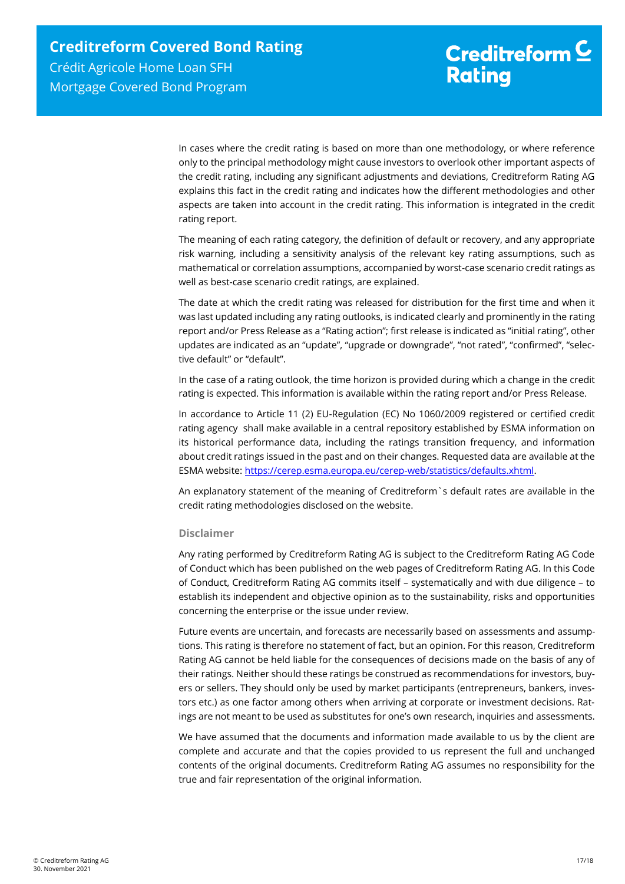In cases where the credit rating is based on more than one methodology, or where reference only to the principal methodology might cause investors to overlook other important aspects of the credit rating, including any significant adjustments and deviations, Creditreform Rating AG explains this fact in the credit rating and indicates how the different methodologies and other aspects are taken into account in the credit rating. This information is integrated in the credit rating report.

The meaning of each rating category, the definition of default or recovery, and any appropriate risk warning, including a sensitivity analysis of the relevant key rating assumptions, such as mathematical or correlation assumptions, accompanied by worst-case scenario credit ratings as well as best-case scenario credit ratings, are explained.

The date at which the credit rating was released for distribution for the first time and when it was last updated including any rating outlooks, is indicated clearly and prominently in the rating report and/or Press Release as a "Rating action"; first release is indicated as "initial rating", other updates are indicated as an "update", "upgrade or downgrade", "not rated", "confirmed", "selective default" or "default".

In the case of a rating outlook, the time horizon is provided during which a change in the credit rating is expected. This information is available within the rating report and/or Press Release.

In accordance to Article 11 (2) EU-Regulation (EC) No 1060/2009 registered or certified credit rating agency shall make available in a central repository established by ESMA information on its historical performance data, including the ratings transition frequency, and information about credit ratings issued in the past and on their changes. Requested data are available at the ESMA website: https://cerep.esma.europa.eu/cerep-web/statistics/defaults.xhtml.

An explanatory statement of the meaning of Creditreform`s default rates are available in the credit rating methodologies disclosed on the website.

### Disclaimer

Any rating performed by Creditreform Rating AG is subject to the Creditreform Rating AG Code of Conduct which has been published on the web pages of Creditreform Rating AG. In this Code of Conduct, Creditreform Rating AG commits itself – systematically and with due diligence – to establish its independent and objective opinion as to the sustainability, risks and opportunities concerning the enterprise or the issue under review.

Future events are uncertain, and forecasts are necessarily based on assessments and assumptions. This rating is therefore no statement of fact, but an opinion. For this reason, Creditreform Rating AG cannot be held liable for the consequences of decisions made on the basis of any of their ratings. Neither should these ratings be construed as recommendations for investors, buyers or sellers. They should only be used by market participants (entrepreneurs, bankers, investors etc.) as one factor among others when arriving at corporate or investment decisions. Ratings are not meant to be used as substitutes for one's own research, inquiries and assessments.

We have assumed that the documents and information made available to us by the client are complete and accurate and that the copies provided to us represent the full and unchanged contents of the original documents. Creditreform Rating AG assumes no responsibility for the true and fair representation of the original information.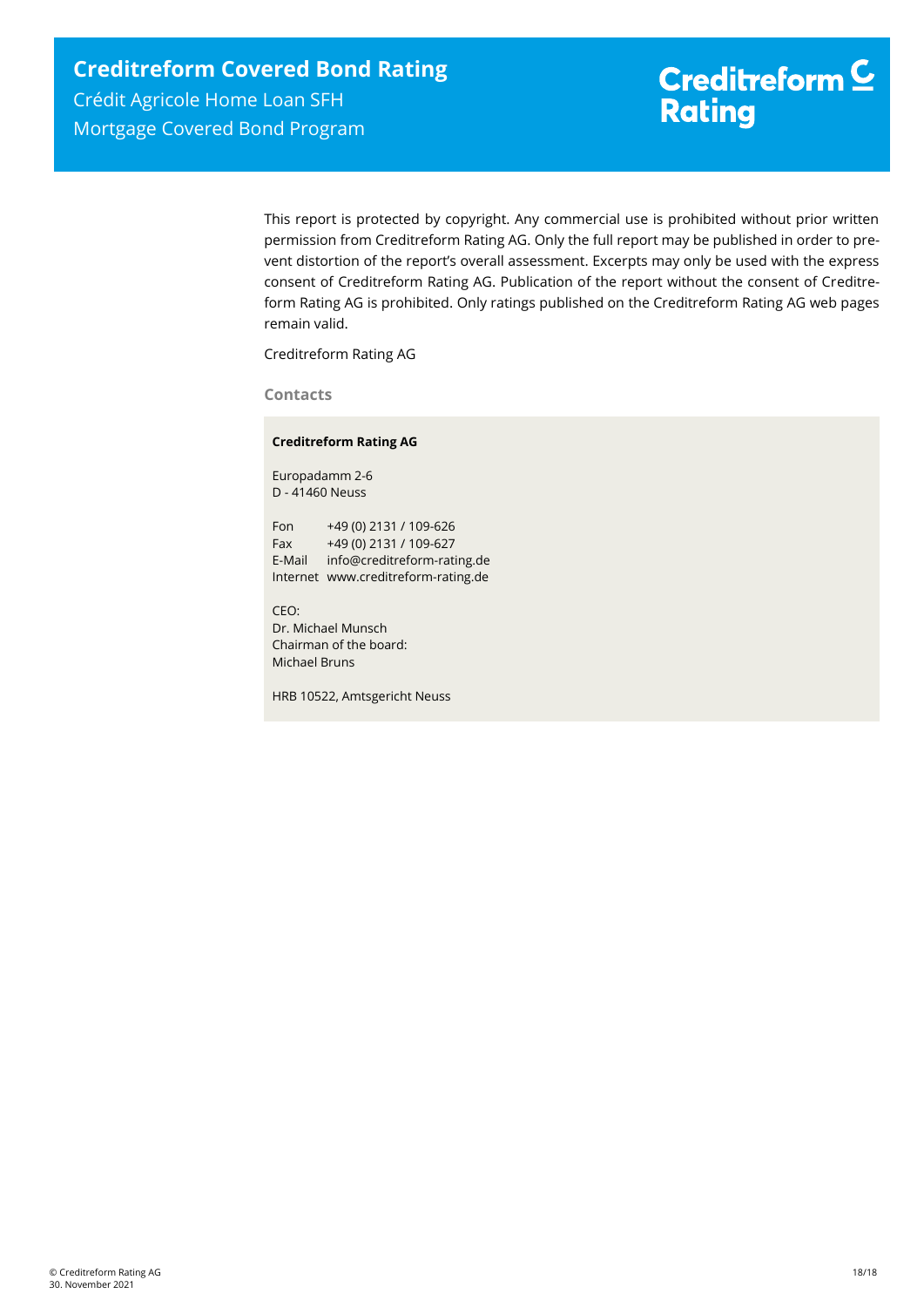This report is protected by copyright. Any commercial use is prohibited without prior written permission from Creditreform Rating AG. Only the full report may be published in order to prevent distortion of the report's overall assessment. Excerpts may only be used with the express consent of Creditreform Rating AG. Publication of the report without the consent of Creditreform Rating AG is prohibited. Only ratings published on the Creditreform Rating AG web pages remain valid.

Creditreform Rating AG

## Contacts

**Creditreform Rating AG**

Europadamm 2-6
D - 41460 Neuss

Fon +49 (0) 2131 / 109-626
Fax +49 (0) 2131 / 109-627
E-Mail info@creditreform-rating.de
Internet www.creditreform-rating.de

CEO:
Dr. Michael Munsch
Chairman of the board:
Michael Bruns

HRB 10522, Amtsgericht Neuss